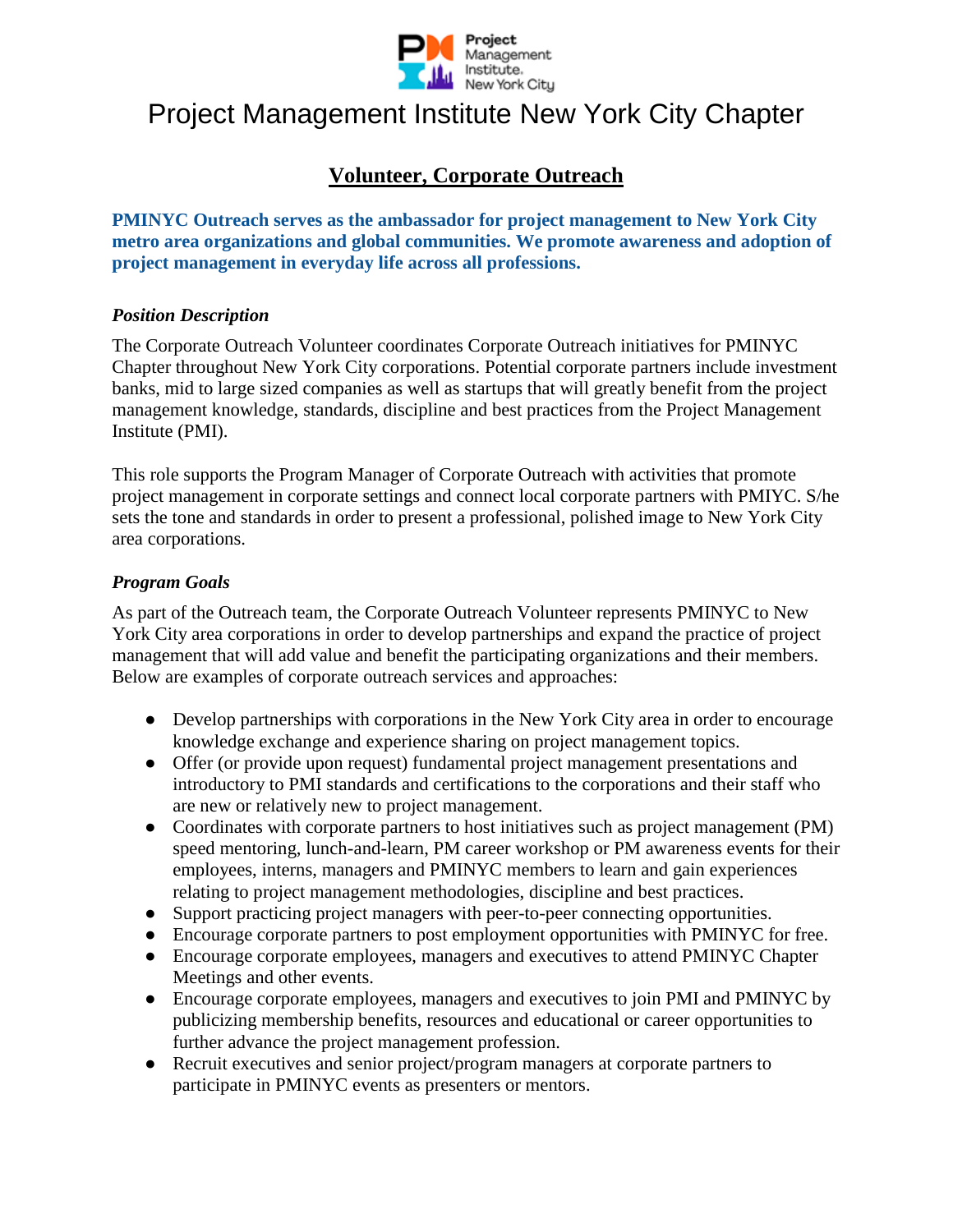# Project Management Institute New York City Chapter

## Volunteer, Corporate Outreach

**PMINYC Outreach serves as the ambassador for project management to New York City metro area organizations and global communities. We promote awareness and adoption of project management in everyday life across all professions.**

### *Position Description*

The Corporate Outreach Volunteer coordinates Corporate Outreach initiatives for PMINYC Chapter throughout New York City corporations. Potential corporate partners include investment banks, mid to large sized companies as well as startups that will greatly benefit from the project management knowledge, standards, discipline and best practices from the Project Management Institute (PMI).

This role supports the Program Manager of Corporate Outreach with activities that promote project management in corporate settings and connect local corporate partners with PMIYC. S/he sets the tone and standards in order to present a professional, polished image to New York City area corporations.

### *Program Goals*

As part of the Outreach team, the Corporate Outreach Volunteer represents PMINYC to New York City area corporations in order to develop partnerships and expand the practice of project management that will add value and benefit the participating organizations and their members. Below are examples of corporate outreach services and approaches:

- Develop partnerships with corporations in the New York City area in order to encourage knowledge exchange and experience sharing on project management topics.
- Offer (or provide upon request) fundamental project management presentations and introductory to PMI standards and certifications to the corporations and their staff who are new or relatively new to project management.
- Coordinates with corporate partners to host initiatives such as project management (PM) speed mentoring, lunch-and-learn, PM career workshop or PM awareness events for their employees, interns, managers and PMINYC members to learn and gain experiences relating to project management methodologies, discipline and best practices.
- Support practicing project managers with peer-to-peer connecting opportunities.
- Encourage corporate partners to post employment opportunities with PMINYC for free.
- Encourage corporate employees, managers and executives to attend PMINYC Chapter Meetings and other events.
- Encourage corporate employees, managers and executives to join PMI and PMINYC by publicizing membership benefits, resources and educational or career opportunities to further advance the project management profession.
- Recruit executives and senior project/program managers at corporate partners to participate in PMINYC events as presenters or mentors.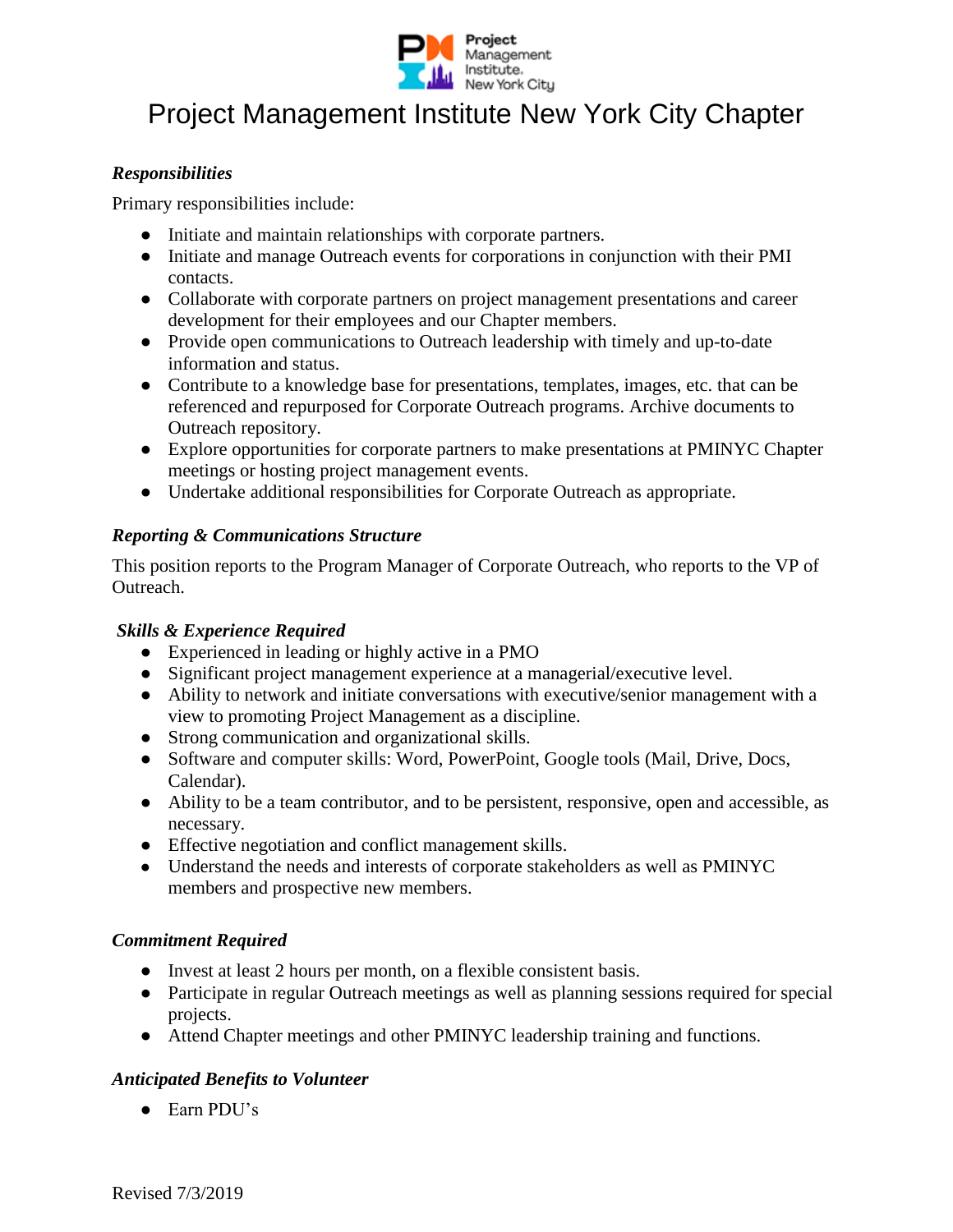# Project Management Institute New York City Chapter

***Responsibilities***

Primary responsibilities include:

- Initiate and maintain relationships with corporate partners.
- Initiate and manage Outreach events for corporations in conjunction with their PMI contacts.
- Collaborate with corporate partners on project management presentations and career development for their employees and our Chapter members.
- Provide open communications to Outreach leadership with timely and up-to-date information and status.
- Contribute to a knowledge base for presentations, templates, images, etc. that can be referenced and repurposed for Corporate Outreach programs. Archive documents to Outreach repository.
- Explore opportunities for corporate partners to make presentations at PMINYC Chapter meetings or hosting project management events.
- Undertake additional responsibilities for Corporate Outreach as appropriate.

***Reporting & Communications Structure***

This position reports to the Program Manager of Corporate Outreach, who reports to the VP of Outreach.

***Skills & Experience Required***

- Experienced in leading or highly active in a PMO
- Significant project management experience at a managerial/executive level.
- Ability to network and initiate conversations with executive/senior management with a view to promoting Project Management as a discipline.
- Strong communication and organizational skills.
- Software and computer skills: Word, PowerPoint, Google tools (Mail, Drive, Docs, Calendar).
- Ability to be a team contributor, and to be persistent, responsive, open and accessible, as necessary.
- Effective negotiation and conflict management skills.
- Understand the needs and interests of corporate stakeholders as well as PMINYC members and prospective new members.

***Commitment Required***

- Invest at least 2 hours per month, on a flexible consistent basis.
- Participate in regular Outreach meetings as well as planning sessions required for special projects.
- Attend Chapter meetings and other PMINYC leadership training and functions.

***Anticipated Benefits to Volunteer***

- Earn PDU's

Revised 7/3/2019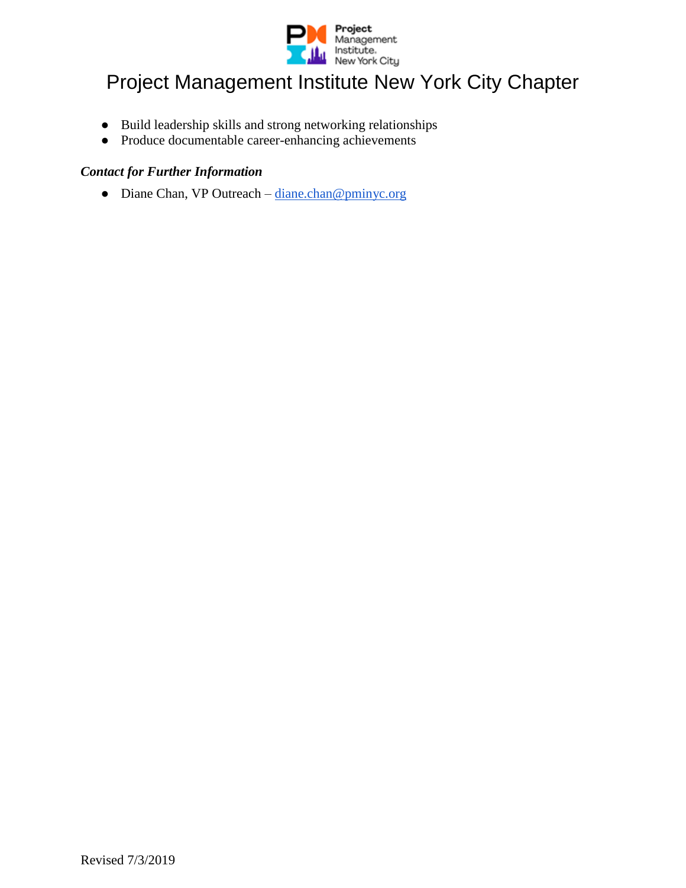- Build leadership skills and strong networking relationships
- Produce documentable career-enhancing achievements

***Contact for Further Information***

- Diane Chan, VP Outreach – diane.chan@pminyc.org

Revised 7/3/2019